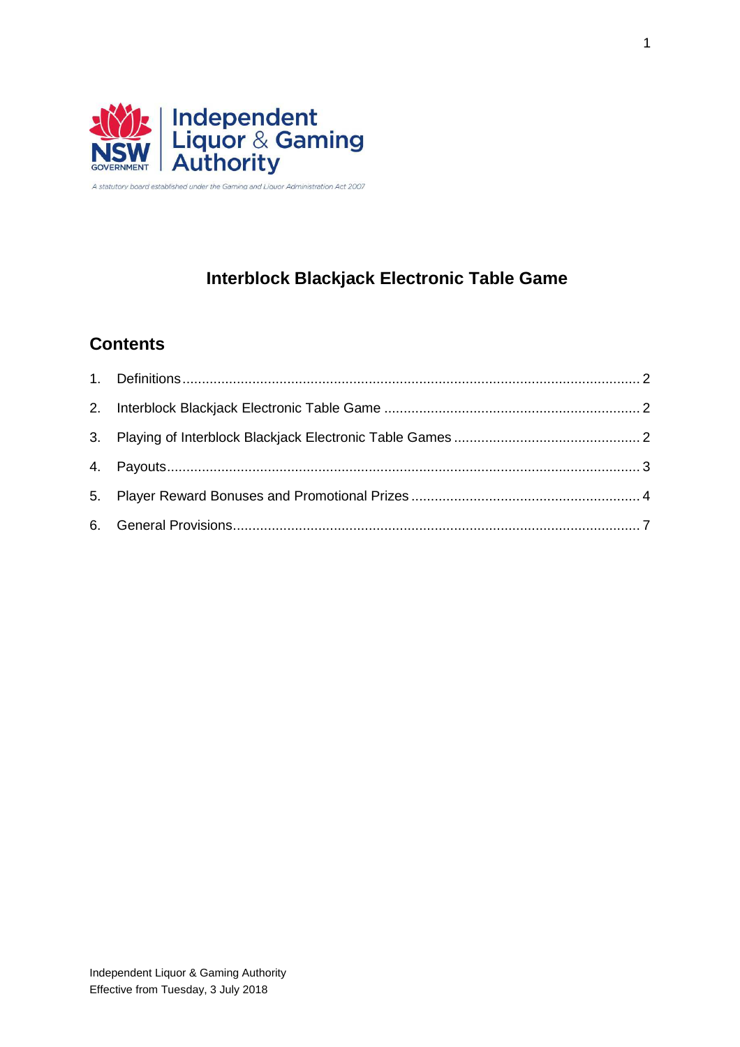Independent Liquor & Gaming Authority

*A statutory board established under the Gaming and Liquor Administration Act 2007*

# Interblock Blackjack Electronic Table Game

## Contents

1. Definitions .................................................. 2
2. Interblock Blackjack Electronic Table Game .................................................. 2
3. Playing of Interblock Blackjack Electronic Table Games .................................................. 2
4. Payouts .................................................. 3
5. Player Reward Bonuses and Promotional Prizes .................................................. 4
6. General Provisions .................................................. 7

Independent Liquor & Gaming Authority
Effective from Tuesday, 3 July 2018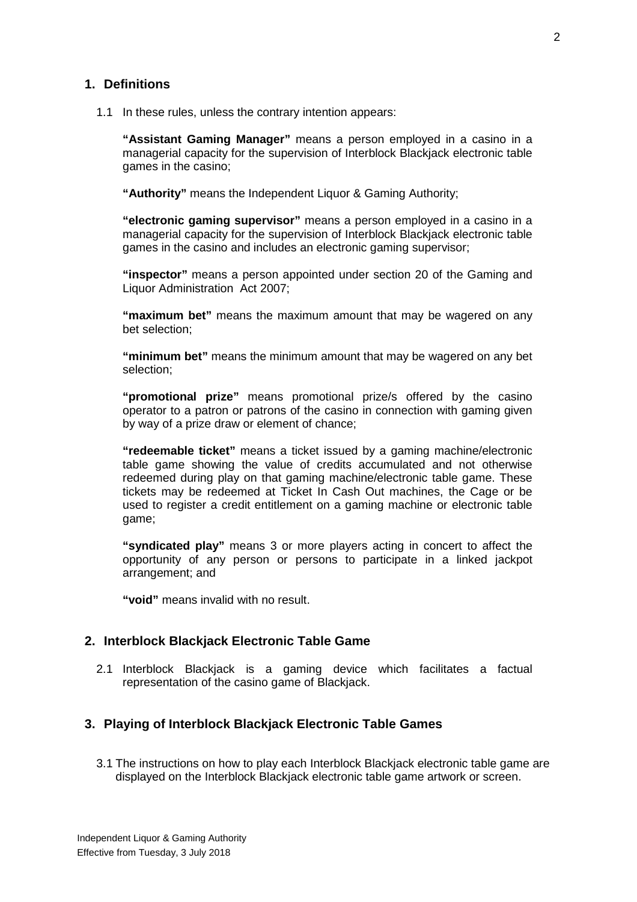## 1. Definitions

1.1 In these rules, unless the contrary intention appears:

**"Assistant Gaming Manager"** means a person employed in a casino in a managerial capacity for the supervision of Interblock Blackjack electronic table games in the casino;

**"Authority"** means the Independent Liquor & Gaming Authority;

**"electronic gaming supervisor"** means a person employed in a casino in a managerial capacity for the supervision of Interblock Blackjack electronic table games in the casino and includes an electronic gaming supervisor;

**"inspector"** means a person appointed under section 20 of the Gaming and Liquor Administration Act 2007;

**"maximum bet"** means the maximum amount that may be wagered on any bet selection;

**"minimum bet"** means the minimum amount that may be wagered on any bet selection;

**"promotional prize"** means promotional prize/s offered by the casino operator to a patron or patrons of the casino in connection with gaming given by way of a prize draw or element of chance;

**"redeemable ticket"** means a ticket issued by a gaming machine/electronic table game showing the value of credits accumulated and not otherwise redeemed during play on that gaming machine/electronic table game. These tickets may be redeemed at Ticket In Cash Out machines, the Cage or be used to register a credit entitlement on a gaming machine or electronic table game;

**"syndicated play"** means 3 or more players acting in concert to affect the opportunity of any person or persons to participate in a linked jackpot arrangement; and

**"void"** means invalid with no result.

## 2. Interblock Blackjack Electronic Table Game

2.1 Interblock Blackjack is a gaming device which facilitates a factual representation of the casino game of Blackjack.

## 3. Playing of Interblock Blackjack Electronic Table Games

3.1 The instructions on how to play each Interblock Blackjack electronic table game are displayed on the Interblock Blackjack electronic table game artwork or screen.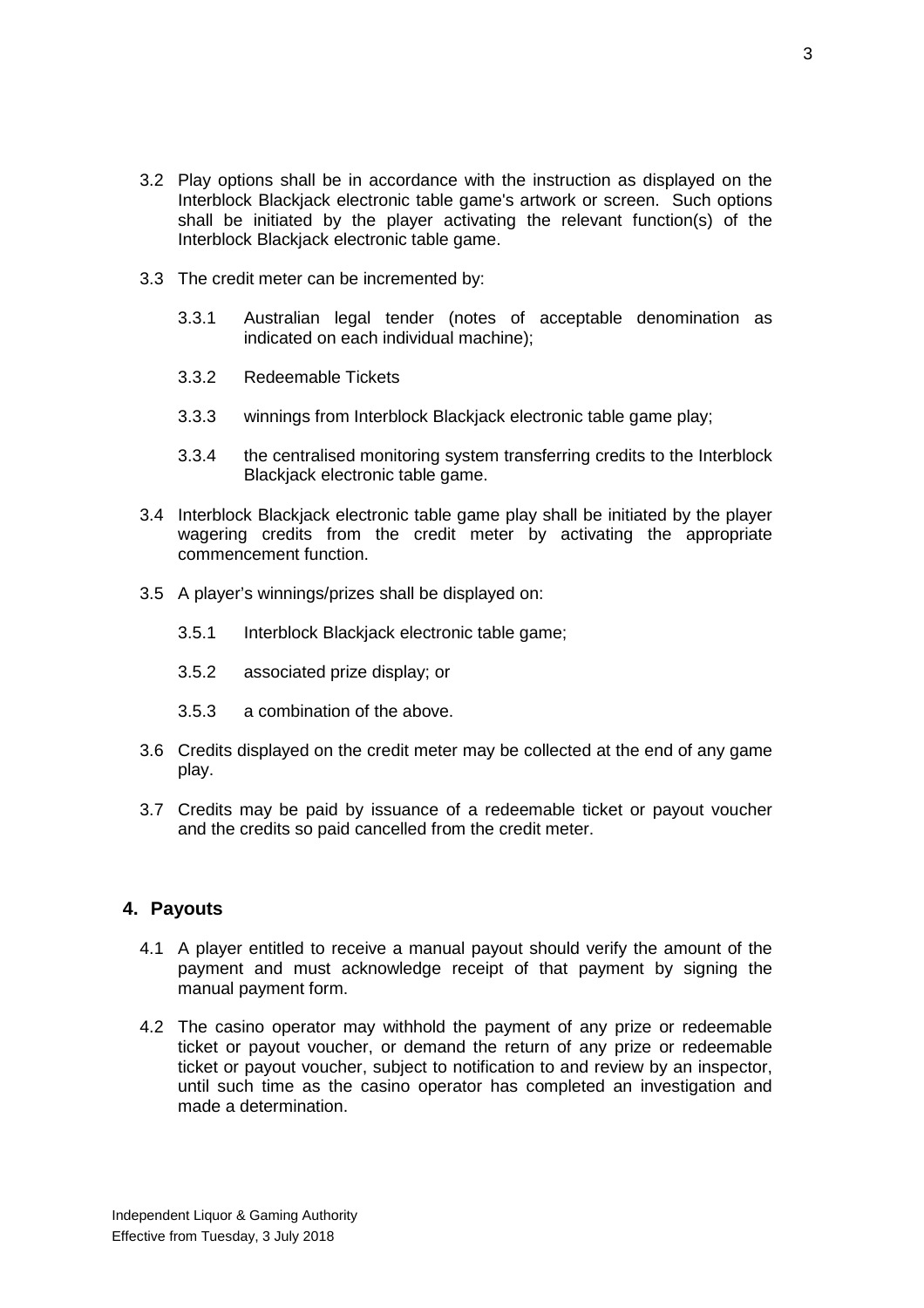3.2 Play options shall be in accordance with the instruction as displayed on the Interblock Blackjack electronic table game's artwork or screen. Such options shall be initiated by the player activating the relevant function(s) of the Interblock Blackjack electronic table game.

3.3 The credit meter can be incremented by:

3.3.1 Australian legal tender (notes of acceptable denomination as indicated on each individual machine);

3.3.2 Redeemable Tickets

3.3.3 winnings from Interblock Blackjack electronic table game play;

3.3.4 the centralised monitoring system transferring credits to the Interblock Blackjack electronic table game.

3.4 Interblock Blackjack electronic table game play shall be initiated by the player wagering credits from the credit meter by activating the appropriate commencement function.

3.5 A player's winnings/prizes shall be displayed on:

3.5.1 Interblock Blackjack electronic table game;

3.5.2 associated prize display; or

3.5.3 a combination of the above.

3.6 Credits displayed on the credit meter may be collected at the end of any game play.

3.7 Credits may be paid by issuance of a redeemable ticket or payout voucher and the credits so paid cancelled from the credit meter.

## 4. Payouts

4.1 A player entitled to receive a manual payout should verify the amount of the payment and must acknowledge receipt of that payment by signing the manual payment form.

4.2 The casino operator may withhold the payment of any prize or redeemable ticket or payout voucher, or demand the return of any prize or redeemable ticket or payout voucher, subject to notification to and review by an inspector, until such time as the casino operator has completed an investigation and made a determination.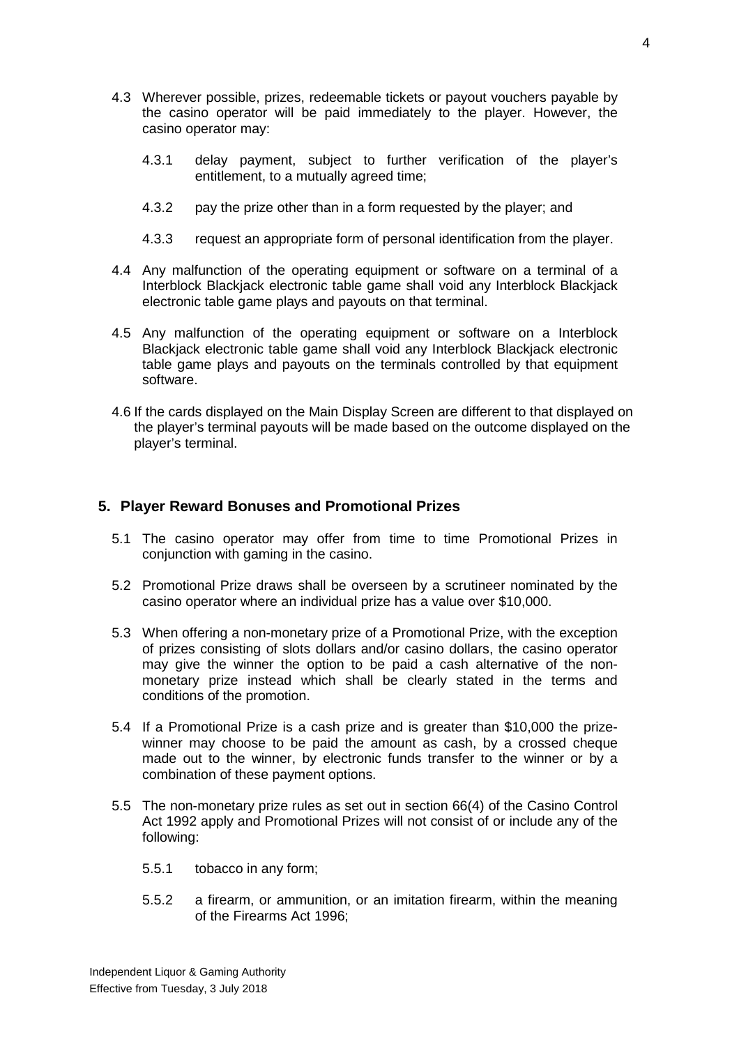4.3 Wherever possible, prizes, redeemable tickets or payout vouchers payable by the casino operator will be paid immediately to the player. However, the casino operator may:

4.3.1 delay payment, subject to further verification of the player's entitlement, to a mutually agreed time;

4.3.2 pay the prize other than in a form requested by the player; and

4.3.3 request an appropriate form of personal identification from the player.

4.4 Any malfunction of the operating equipment or software on a terminal of a Interblock Blackjack electronic table game shall void any Interblock Blackjack electronic table game plays and payouts on that terminal.

4.5 Any malfunction of the operating equipment or software on a Interblock Blackjack electronic table game shall void any Interblock Blackjack electronic table game plays and payouts on the terminals controlled by that equipment software.

4.6 If the cards displayed on the Main Display Screen are different to that displayed on the player's terminal payouts will be made based on the outcome displayed on the player's terminal.

## 5. Player Reward Bonuses and Promotional Prizes

5.1 The casino operator may offer from time to time Promotional Prizes in conjunction with gaming in the casino.

5.2 Promotional Prize draws shall be overseen by a scrutineer nominated by the casino operator where an individual prize has a value over $10,000.

5.3 When offering a non-monetary prize of a Promotional Prize, with the exception of prizes consisting of slots dollars and/or casino dollars, the casino operator may give the winner the option to be paid a cash alternative of the non-monetary prize instead which shall be clearly stated in the terms and conditions of the promotion.

5.4 If a Promotional Prize is a cash prize and is greater than $10,000 the prize-winner may choose to be paid the amount as cash, by a crossed cheque made out to the winner, by electronic funds transfer to the winner or by a combination of these payment options.

5.5 The non-monetary prize rules as set out in section 66(4) of the Casino Control Act 1992 apply and Promotional Prizes will not consist of or include any of the following:

5.5.1 tobacco in any form;

5.5.2 a firearm, or ammunition, or an imitation firearm, within the meaning of the Firearms Act 1996;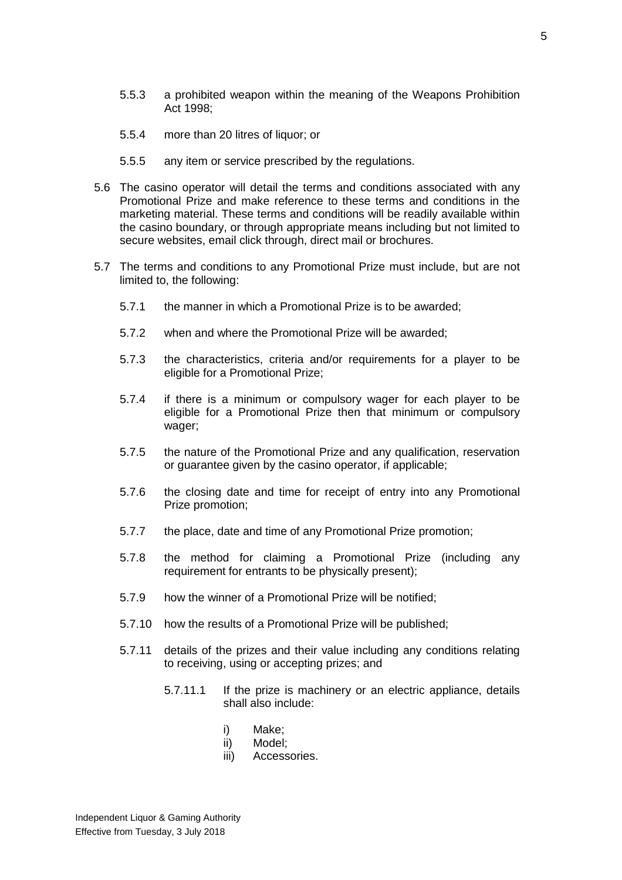5.5.3 a prohibited weapon within the meaning of the Weapons Prohibition Act 1998;

5.5.4 more than 20 litres of liquor; or

5.5.5 any item or service prescribed by the regulations.

5.6 The casino operator will detail the terms and conditions associated with any Promotional Prize and make reference to these terms and conditions in the marketing material. These terms and conditions will be readily available within the casino boundary, or through appropriate means including but not limited to secure websites, email click through, direct mail or brochures.

5.7 The terms and conditions to any Promotional Prize must include, but are not limited to, the following:

5.7.1 the manner in which a Promotional Prize is to be awarded;

5.7.2 when and where the Promotional Prize will be awarded;

5.7.3 the characteristics, criteria and/or requirements for a player to be eligible for a Promotional Prize;

5.7.4 if there is a minimum or compulsory wager for each player to be eligible for a Promotional Prize then that minimum or compulsory wager;

5.7.5 the nature of the Promotional Prize and any qualification, reservation or guarantee given by the casino operator, if applicable;

5.7.6 the closing date and time for receipt of entry into any Promotional Prize promotion;

5.7.7 the place, date and time of any Promotional Prize promotion;

5.7.8 the method for claiming a Promotional Prize (including any requirement for entrants to be physically present);

5.7.9 how the winner of a Promotional Prize will be notified;

5.7.10 how the results of a Promotional Prize will be published;

5.7.11 details of the prizes and their value including any conditions relating to receiving, using or accepting prizes; and

5.7.11.1 If the prize is machinery or an electric appliance, details shall also include:

i) Make;
ii) Model;
iii) Accessories.

Independent Liquor & Gaming Authority
Effective from Tuesday, 3 July 2018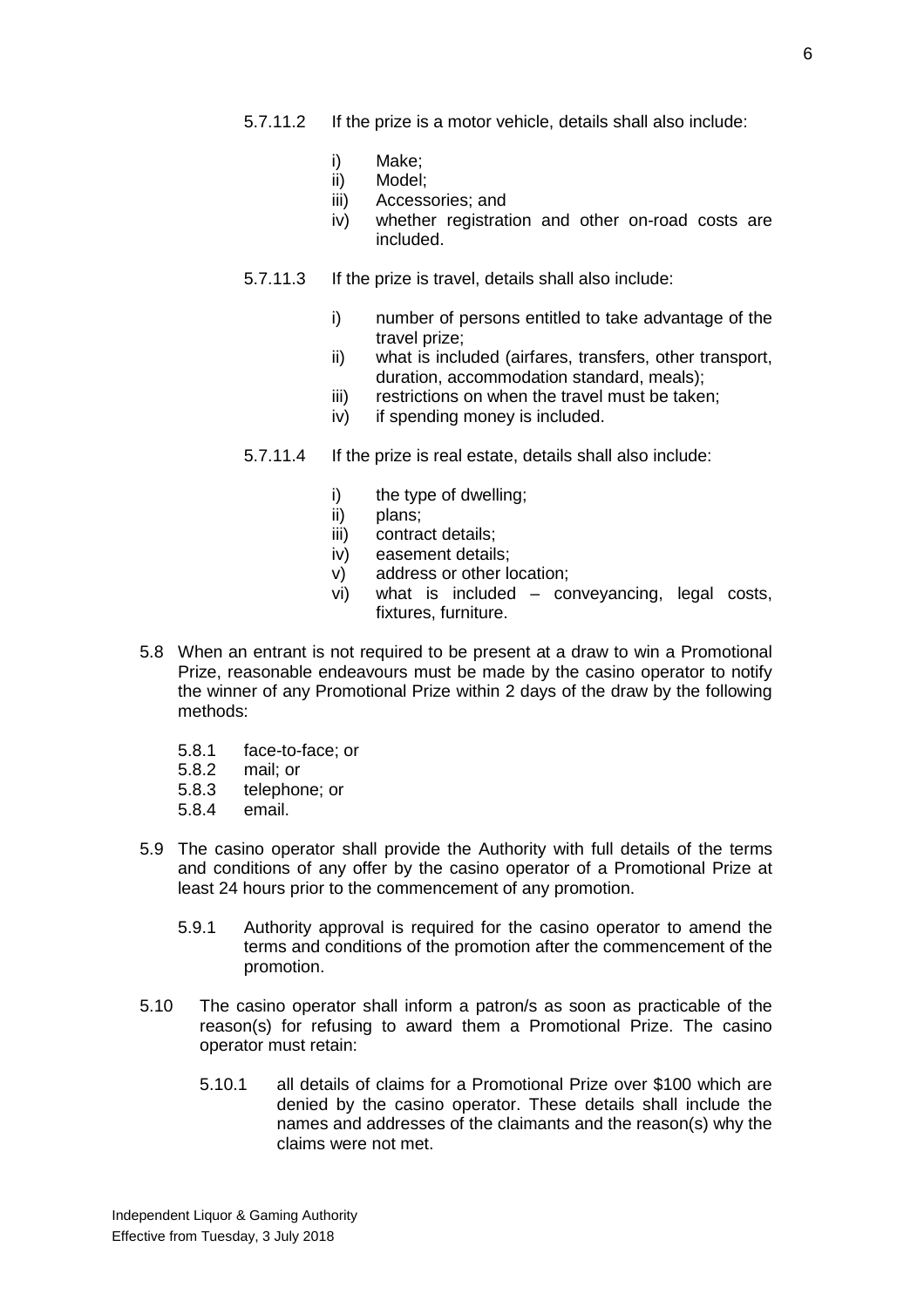5.7.11.2 If the prize is a motor vehicle, details shall also include:

i) Make;
ii) Model;
iii) Accessories; and
iv) whether registration and other on-road costs are included.

5.7.11.3 If the prize is travel, details shall also include:

i) number of persons entitled to take advantage of the travel prize;
ii) what is included (airfares, transfers, other transport, duration, accommodation standard, meals);
iii) restrictions on when the travel must be taken;
iv) if spending money is included.

5.7.11.4 If the prize is real estate, details shall also include:

i) the type of dwelling;
ii) plans;
iii) contract details;
iv) easement details;
v) address or other location;
vi) what is included – conveyancing, legal costs, fixtures, furniture.

5.8 When an entrant is not required to be present at a draw to win a Promotional Prize, reasonable endeavours must be made by the casino operator to notify the winner of any Promotional Prize within 2 days of the draw by the following methods:

5.8.1 face-to-face; or
5.8.2 mail; or
5.8.3 telephone; or
5.8.4 email.

5.9 The casino operator shall provide the Authority with full details of the terms and conditions of any offer by the casino operator of a Promotional Prize at least 24 hours prior to the commencement of any promotion.

5.9.1 Authority approval is required for the casino operator to amend the terms and conditions of the promotion after the commencement of the promotion.

5.10 The casino operator shall inform a patron/s as soon as practicable of the reason(s) for refusing to award them a Promotional Prize. The casino operator must retain:

5.10.1 all details of claims for a Promotional Prize over $100 which are denied by the casino operator. These details shall include the names and addresses of the claimants and the reason(s) why the claims were not met.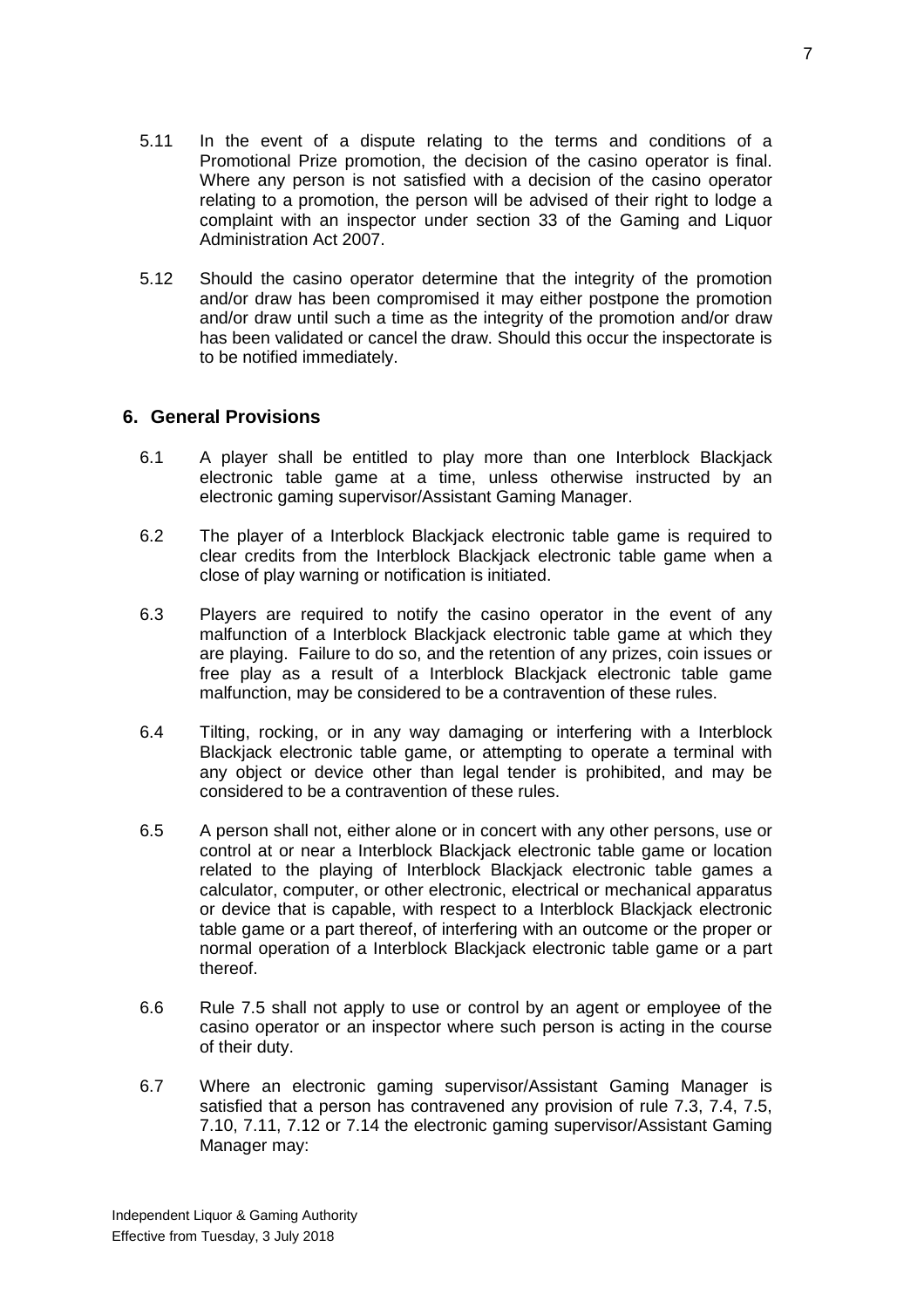5.11 In the event of a dispute relating to the terms and conditions of a Promotional Prize promotion, the decision of the casino operator is final. Where any person is not satisfied with a decision of the casino operator relating to a promotion, the person will be advised of their right to lodge a complaint with an inspector under section 33 of the Gaming and Liquor Administration Act 2007.

5.12 Should the casino operator determine that the integrity of the promotion and/or draw has been compromised it may either postpone the promotion and/or draw until such a time as the integrity of the promotion and/or draw has been validated or cancel the draw. Should this occur the inspectorate is to be notified immediately.

## 6. General Provisions

6.1 A player shall be entitled to play more than one Interblock Blackjack electronic table game at a time, unless otherwise instructed by an electronic gaming supervisor/Assistant Gaming Manager.

6.2 The player of a Interblock Blackjack electronic table game is required to clear credits from the Interblock Blackjack electronic table game when a close of play warning or notification is initiated.

6.3 Players are required to notify the casino operator in the event of any malfunction of a Interblock Blackjack electronic table game at which they are playing. Failure to do so, and the retention of any prizes, coin issues or free play as a result of a Interblock Blackjack electronic table game malfunction, may be considered to be a contravention of these rules.

6.4 Tilting, rocking, or in any way damaging or interfering with a Interblock Blackjack electronic table game, or attempting to operate a terminal with any object or device other than legal tender is prohibited, and may be considered to be a contravention of these rules.

6.5 A person shall not, either alone or in concert with any other persons, use or control at or near a Interblock Blackjack electronic table game or location related to the playing of Interblock Blackjack electronic table games a calculator, computer, or other electronic, electrical or mechanical apparatus or device that is capable, with respect to a Interblock Blackjack electronic table game or a part thereof, of interfering with an outcome or the proper or normal operation of a Interblock Blackjack electronic table game or a part thereof.

6.6 Rule 7.5 shall not apply to use or control by an agent or employee of the casino operator or an inspector where such person is acting in the course of their duty.

6.7 Where an electronic gaming supervisor/Assistant Gaming Manager is satisfied that a person has contravened any provision of rule 7.3, 7.4, 7.5, 7.10, 7.11, 7.12 or 7.14 the electronic gaming supervisor/Assistant Gaming Manager may:

Independent Liquor & Gaming Authority
Effective from Tuesday, 3 July 2018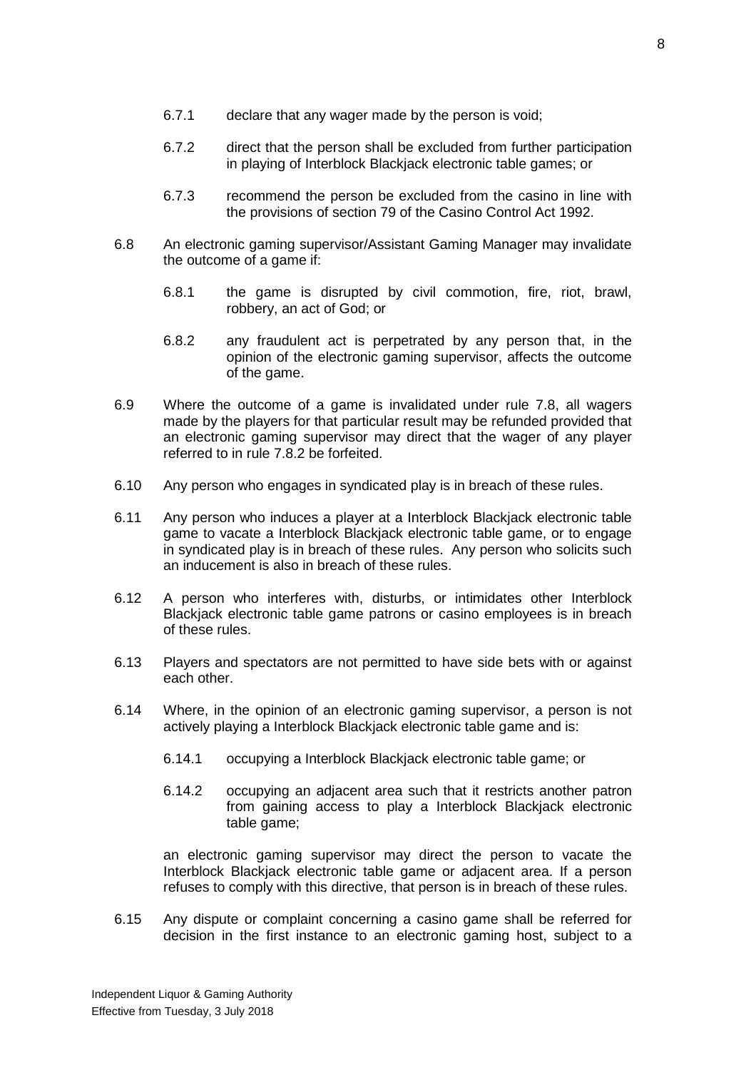6.7.1 declare that any wager made by the person is void;

6.7.2 direct that the person shall be excluded from further participation in playing of Interblock Blackjack electronic table games; or

6.7.3 recommend the person be excluded from the casino in line with the provisions of section 79 of the Casino Control Act 1992.

6.8 An electronic gaming supervisor/Assistant Gaming Manager may invalidate the outcome of a game if:

6.8.1 the game is disrupted by civil commotion, fire, riot, brawl, robbery, an act of God; or

6.8.2 any fraudulent act is perpetrated by any person that, in the opinion of the electronic gaming supervisor, affects the outcome of the game.

6.9 Where the outcome of a game is invalidated under rule 7.8, all wagers made by the players for that particular result may be refunded provided that an electronic gaming supervisor may direct that the wager of any player referred to in rule 7.8.2 be forfeited.

6.10 Any person who engages in syndicated play is in breach of these rules.

6.11 Any person who induces a player at a Interblock Blackjack electronic table game to vacate a Interblock Blackjack electronic table game, or to engage in syndicated play is in breach of these rules. Any person who solicits such an inducement is also in breach of these rules.

6.12 A person who interferes with, disturbs, or intimidates other Interblock Blackjack electronic table game patrons or casino employees is in breach of these rules.

6.13 Players and spectators are not permitted to have side bets with or against each other.

6.14 Where, in the opinion of an electronic gaming supervisor, a person is not actively playing a Interblock Blackjack electronic table game and is:

6.14.1 occupying a Interblock Blackjack electronic table game; or

6.14.2 occupying an adjacent area such that it restricts another patron from gaining access to play a Interblock Blackjack electronic table game;

an electronic gaming supervisor may direct the person to vacate the Interblock Blackjack electronic table game or adjacent area. If a person refuses to comply with this directive, that person is in breach of these rules.

6.15 Any dispute or complaint concerning a casino game shall be referred for decision in the first instance to an electronic gaming host, subject to a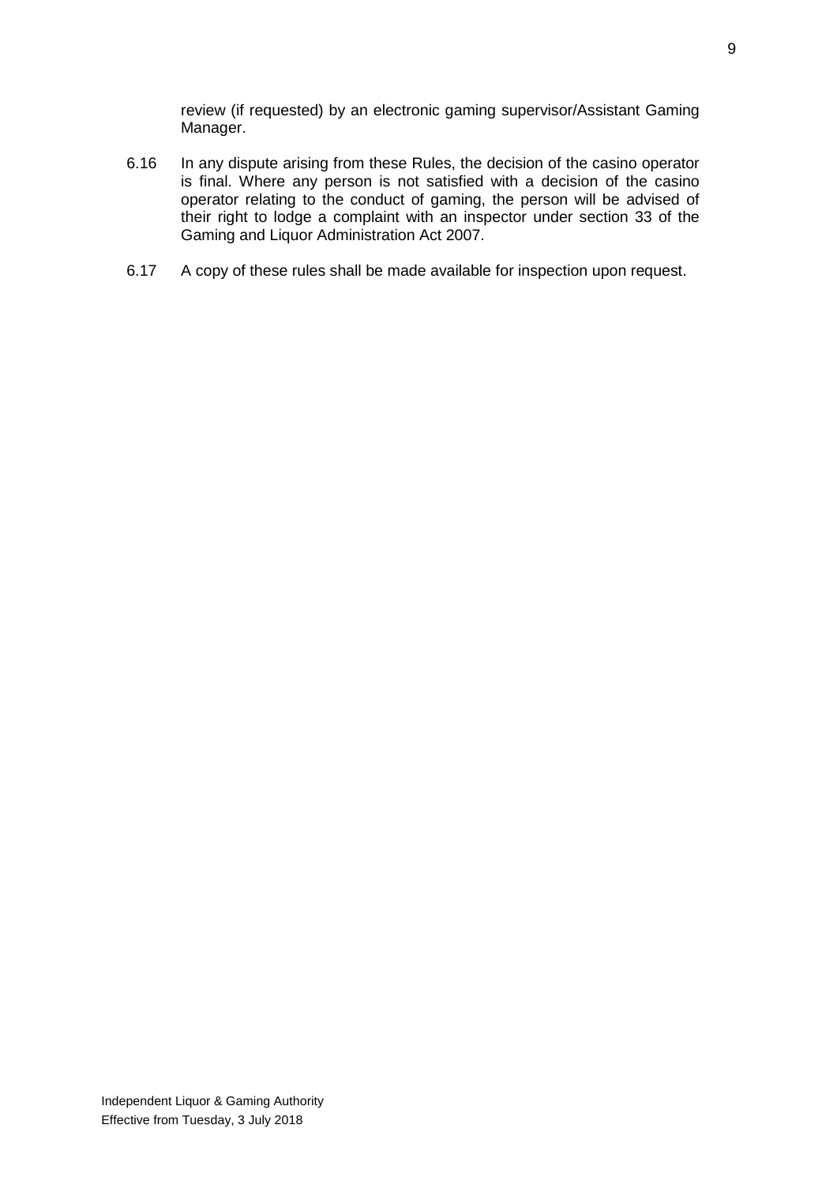review (if requested) by an electronic gaming supervisor/Assistant Gaming Manager.

6.16 In any dispute arising from these Rules, the decision of the casino operator is final. Where any person is not satisfied with a decision of the casino operator relating to the conduct of gaming, the person will be advised of their right to lodge a complaint with an inspector under section 33 of the Gaming and Liquor Administration Act 2007.

6.17 A copy of these rules shall be made available for inspection upon request.